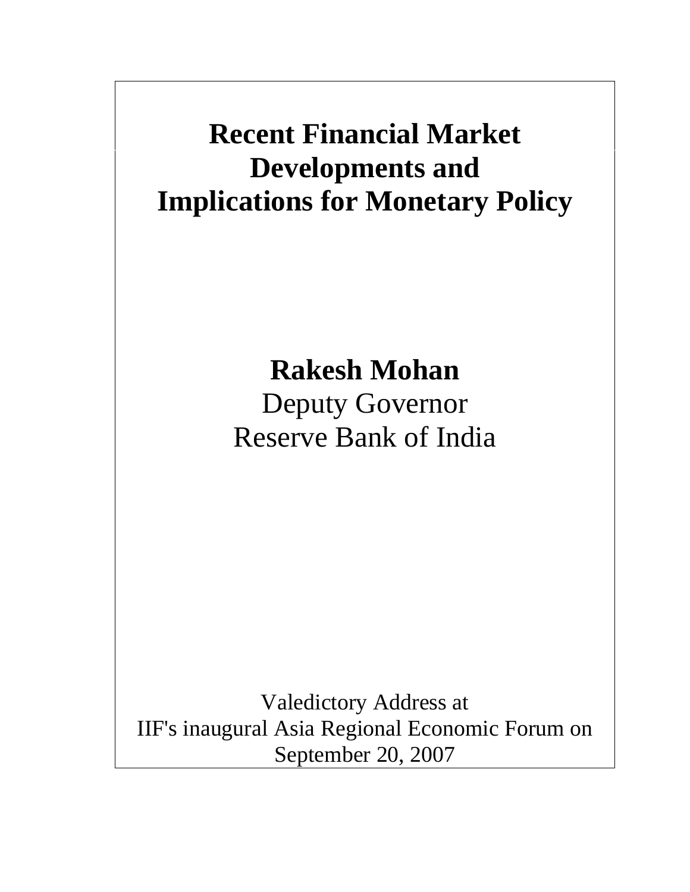# Recent Financial Market Developments and Implications for Monetary Policy

**Rakesh Mohan**
Deputy Governor
Reserve Bank of India

Valedictory Address at
IIF's inaugural Asia Regional Economic Forum on
September 20, 2007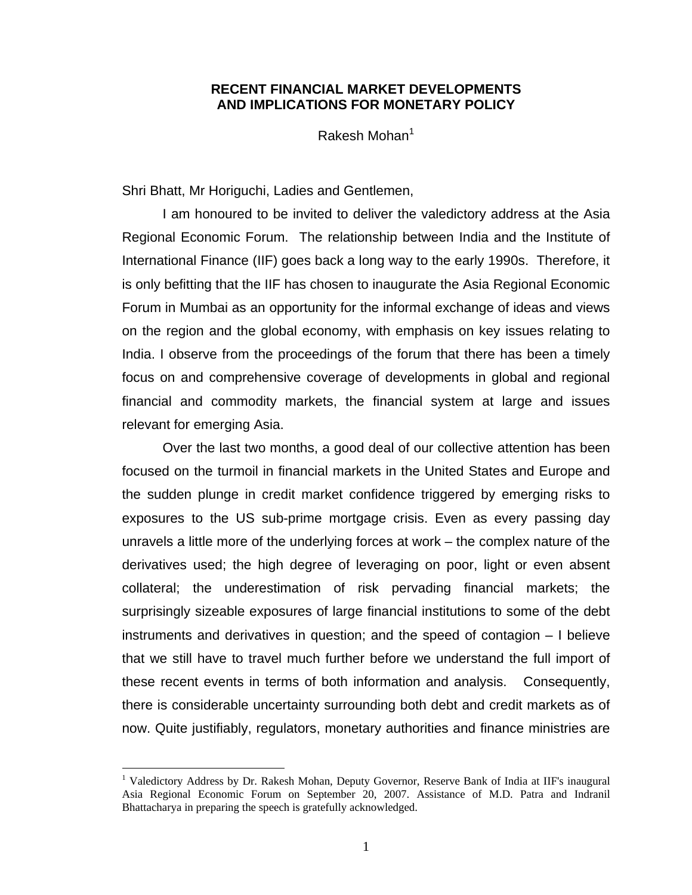**RECENT FINANCIAL MARKET DEVELOPMENTS AND IMPLICATIONS FOR MONETARY POLICY**

Rakesh Mohan[1]

Shri Bhatt, Mr Horiguchi, Ladies and Gentlemen,

I am honoured to be invited to deliver the valedictory address at the Asia Regional Economic Forum. The relationship between India and the Institute of International Finance (IIF) goes back a long way to the early 1990s. Therefore, it is only befitting that the IIF has chosen to inaugurate the Asia Regional Economic Forum in Mumbai as an opportunity for the informal exchange of ideas and views on the region and the global economy, with emphasis on key issues relating to India. I observe from the proceedings of the forum that there has been a timely focus on and comprehensive coverage of developments in global and regional financial and commodity markets, the financial system at large and issues relevant for emerging Asia.

Over the last two months, a good deal of our collective attention has been focused on the turmoil in financial markets in the United States and Europe and the sudden plunge in credit market confidence triggered by emerging risks to exposures to the US sub-prime mortgage crisis. Even as every passing day unravels a little more of the underlying forces at work – the complex nature of the derivatives used; the high degree of leveraging on poor, light or even absent collateral; the underestimation of risk pervading financial markets; the surprisingly sizeable exposures of large financial institutions to some of the debt instruments and derivatives in question; and the speed of contagion – I believe that we still have to travel much further before we understand the full import of these recent events in terms of both information and analysis. Consequently, there is considerable uncertainty surrounding both debt and credit markets as of now. Quite justifiably, regulators, monetary authorities and finance ministries are

[1] Valedictory Address by Dr. Rakesh Mohan, Deputy Governor, Reserve Bank of India at IIF's inaugural Asia Regional Economic Forum on September 20, 2007. Assistance of M.D. Patra and Indranil Bhattacharya in preparing the speech is gratefully acknowledged.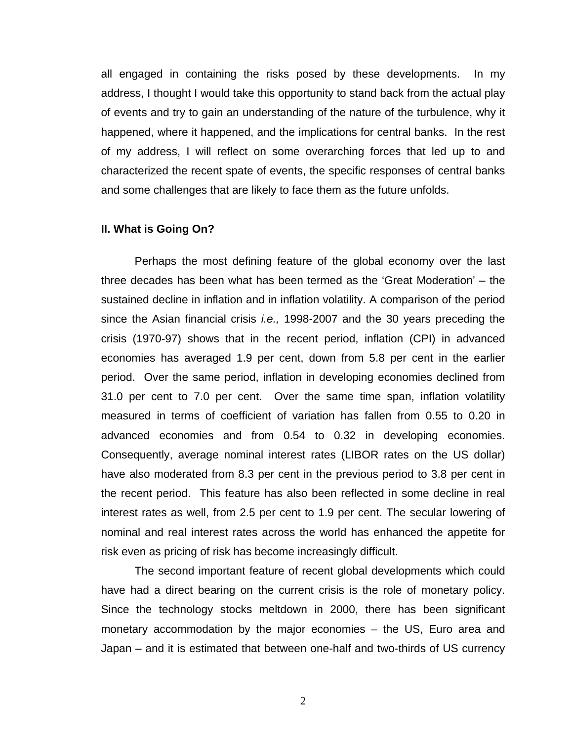all engaged in containing the risks posed by these developments. In my address, I thought I would take this opportunity to stand back from the actual play of events and try to gain an understanding of the nature of the turbulence, why it happened, where it happened, and the implications for central banks. In the rest of my address, I will reflect on some overarching forces that led up to and characterized the recent spate of events, the specific responses of central banks and some challenges that are likely to face them as the future unfolds.

## II. What is Going On?

Perhaps the most defining feature of the global economy over the last three decades has been what has been termed as the 'Great Moderation' – the sustained decline in inflation and in inflation volatility. A comparison of the period since the Asian financial crisis *i.e.,* 1998-2007 and the 30 years preceding the crisis (1970-97) shows that in the recent period, inflation (CPI) in advanced economies has averaged 1.9 per cent, down from 5.8 per cent in the earlier period. Over the same period, inflation in developing economies declined from 31.0 per cent to 7.0 per cent. Over the same time span, inflation volatility measured in terms of coefficient of variation has fallen from 0.55 to 0.20 in advanced economies and from 0.54 to 0.32 in developing economies. Consequently, average nominal interest rates (LIBOR rates on the US dollar) have also moderated from 8.3 per cent in the previous period to 3.8 per cent in the recent period. This feature has also been reflected in some decline in real interest rates as well, from 2.5 per cent to 1.9 per cent. The secular lowering of nominal and real interest rates across the world has enhanced the appetite for risk even as pricing of risk has become increasingly difficult.

The second important feature of recent global developments which could have had a direct bearing on the current crisis is the role of monetary policy. Since the technology stocks meltdown in 2000, there has been significant monetary accommodation by the major economies – the US, Euro area and Japan – and it is estimated that between one-half and two-thirds of US currency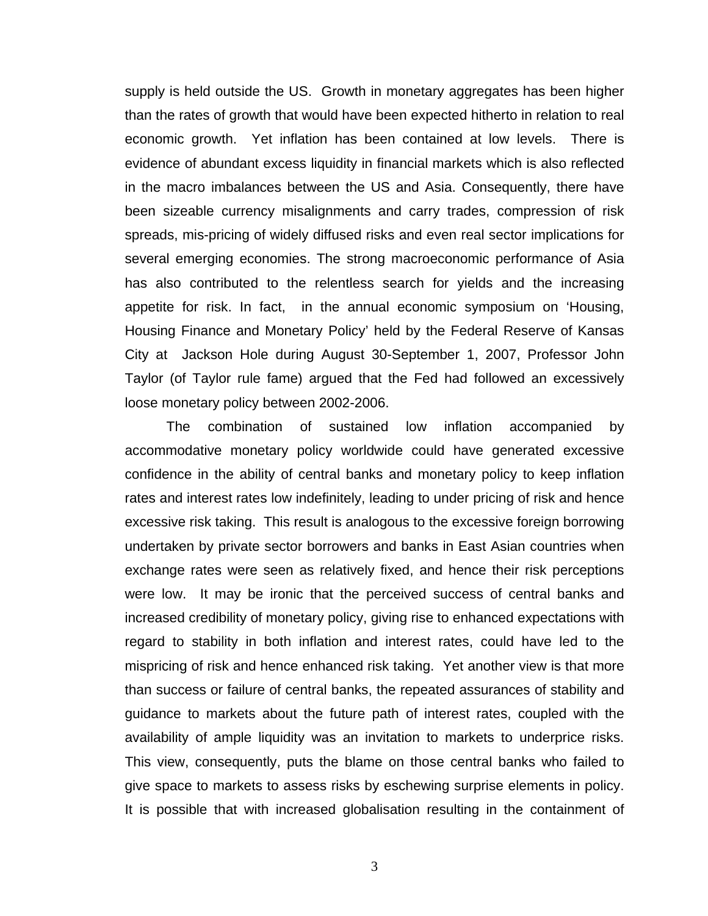supply is held outside the US. Growth in monetary aggregates has been higher than the rates of growth that would have been expected hitherto in relation to real economic growth. Yet inflation has been contained at low levels. There is evidence of abundant excess liquidity in financial markets which is also reflected in the macro imbalances between the US and Asia. Consequently, there have been sizeable currency misalignments and carry trades, compression of risk spreads, mis-pricing of widely diffused risks and even real sector implications for several emerging economies. The strong macroeconomic performance of Asia has also contributed to the relentless search for yields and the increasing appetite for risk. In fact, in the annual economic symposium on 'Housing, Housing Finance and Monetary Policy' held by the Federal Reserve of Kansas City at Jackson Hole during August 30-September 1, 2007, Professor John Taylor (of Taylor rule fame) argued that the Fed had followed an excessively loose monetary policy between 2002-2006.

The combination of sustained low inflation accompanied by accommodative monetary policy worldwide could have generated excessive confidence in the ability of central banks and monetary policy to keep inflation rates and interest rates low indefinitely, leading to under pricing of risk and hence excessive risk taking. This result is analogous to the excessive foreign borrowing undertaken by private sector borrowers and banks in East Asian countries when exchange rates were seen as relatively fixed, and hence their risk perceptions were low. It may be ironic that the perceived success of central banks and increased credibility of monetary policy, giving rise to enhanced expectations with regard to stability in both inflation and interest rates, could have led to the mispricing of risk and hence enhanced risk taking. Yet another view is that more than success or failure of central banks, the repeated assurances of stability and guidance to markets about the future path of interest rates, coupled with the availability of ample liquidity was an invitation to markets to underprice risks. This view, consequently, puts the blame on those central banks who failed to give space to markets to assess risks by eschewing surprise elements in policy. It is possible that with increased globalisation resulting in the containment of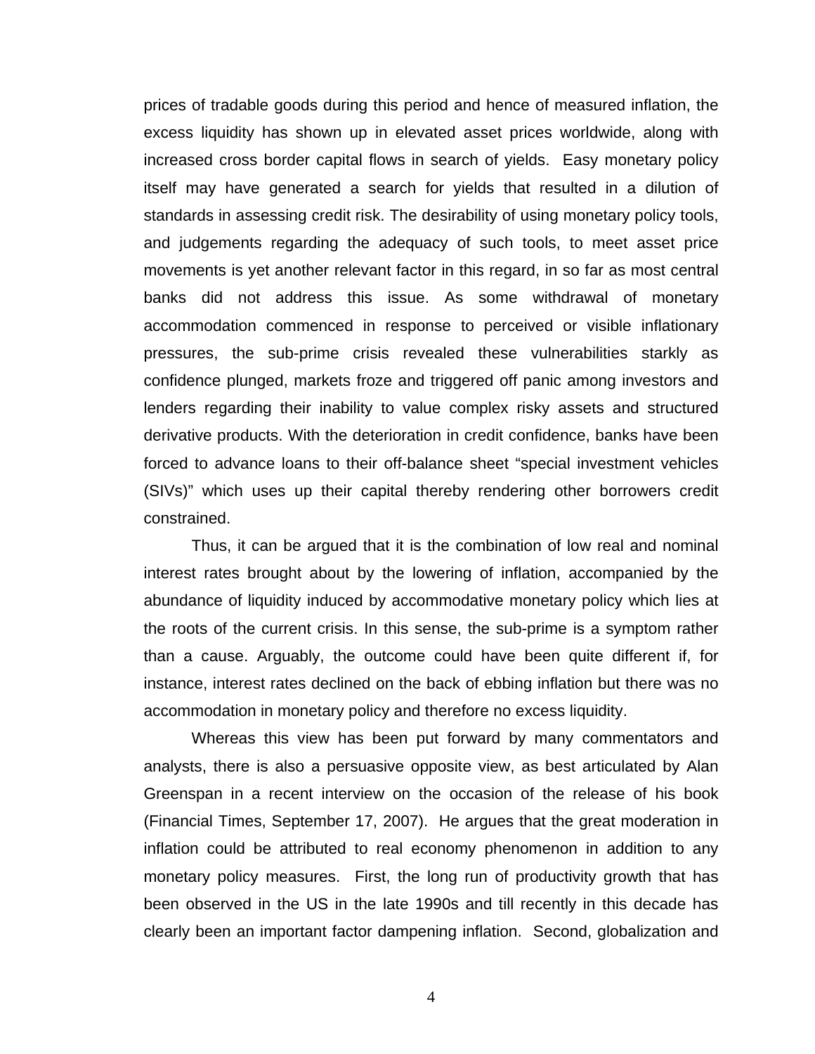prices of tradable goods during this period and hence of measured inflation, the excess liquidity has shown up in elevated asset prices worldwide, along with increased cross border capital flows in search of yields. Easy monetary policy itself may have generated a search for yields that resulted in a dilution of standards in assessing credit risk. The desirability of using monetary policy tools, and judgements regarding the adequacy of such tools, to meet asset price movements is yet another relevant factor in this regard, in so far as most central banks did not address this issue. As some withdrawal of monetary accommodation commenced in response to perceived or visible inflationary pressures, the sub-prime crisis revealed these vulnerabilities starkly as confidence plunged, markets froze and triggered off panic among investors and lenders regarding their inability to value complex risky assets and structured derivative products. With the deterioration in credit confidence, banks have been forced to advance loans to their off-balance sheet "special investment vehicles (SIVs)" which uses up their capital thereby rendering other borrowers credit constrained.

Thus, it can be argued that it is the combination of low real and nominal interest rates brought about by the lowering of inflation, accompanied by the abundance of liquidity induced by accommodative monetary policy which lies at the roots of the current crisis. In this sense, the sub-prime is a symptom rather than a cause. Arguably, the outcome could have been quite different if, for instance, interest rates declined on the back of ebbing inflation but there was no accommodation in monetary policy and therefore no excess liquidity.

Whereas this view has been put forward by many commentators and analysts, there is also a persuasive opposite view, as best articulated by Alan Greenspan in a recent interview on the occasion of the release of his book (Financial Times, September 17, 2007). He argues that the great moderation in inflation could be attributed to real economy phenomenon in addition to any monetary policy measures. First, the long run of productivity growth that has been observed in the US in the late 1990s and till recently in this decade has clearly been an important factor dampening inflation. Second, globalization and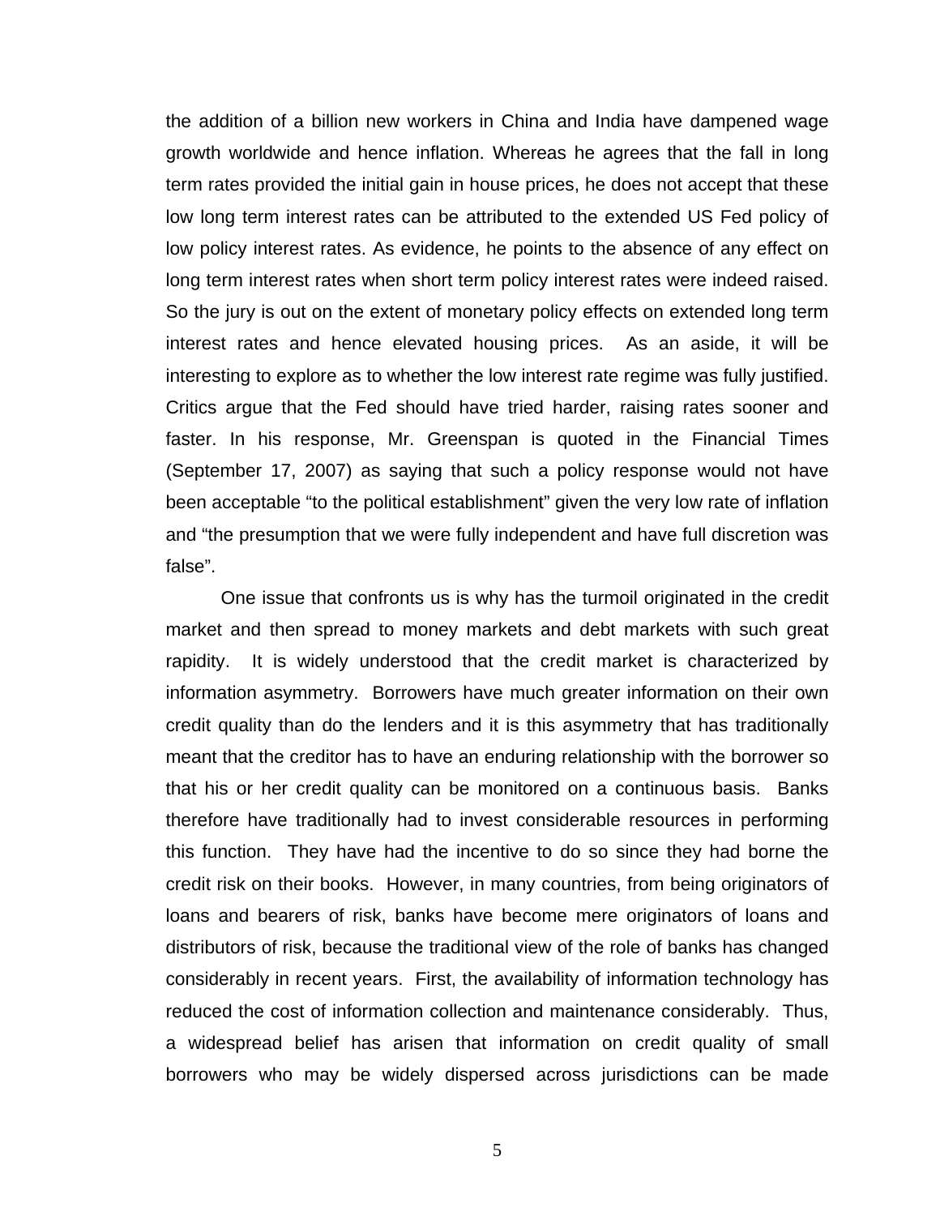the addition of a billion new workers in China and India have dampened wage growth worldwide and hence inflation. Whereas he agrees that the fall in long term rates provided the initial gain in house prices, he does not accept that these low long term interest rates can be attributed to the extended US Fed policy of low policy interest rates. As evidence, he points to the absence of any effect on long term interest rates when short term policy interest rates were indeed raised. So the jury is out on the extent of monetary policy effects on extended long term interest rates and hence elevated housing prices. As an aside, it will be interesting to explore as to whether the low interest rate regime was fully justified. Critics argue that the Fed should have tried harder, raising rates sooner and faster. In his response, Mr. Greenspan is quoted in the Financial Times (September 17, 2007) as saying that such a policy response would not have been acceptable "to the political establishment" given the very low rate of inflation and "the presumption that we were fully independent and have full discretion was false".

One issue that confronts us is why has the turmoil originated in the credit market and then spread to money markets and debt markets with such great rapidity. It is widely understood that the credit market is characterized by information asymmetry. Borrowers have much greater information on their own credit quality than do the lenders and it is this asymmetry that has traditionally meant that the creditor has to have an enduring relationship with the borrower so that his or her credit quality can be monitored on a continuous basis. Banks therefore have traditionally had to invest considerable resources in performing this function. They have had the incentive to do so since they had borne the credit risk on their books. However, in many countries, from being originators of loans and bearers of risk, banks have become mere originators of loans and distributors of risk, because the traditional view of the role of banks has changed considerably in recent years. First, the availability of information technology has reduced the cost of information collection and maintenance considerably. Thus, a widespread belief has arisen that information on credit quality of small borrowers who may be widely dispersed across jurisdictions can be made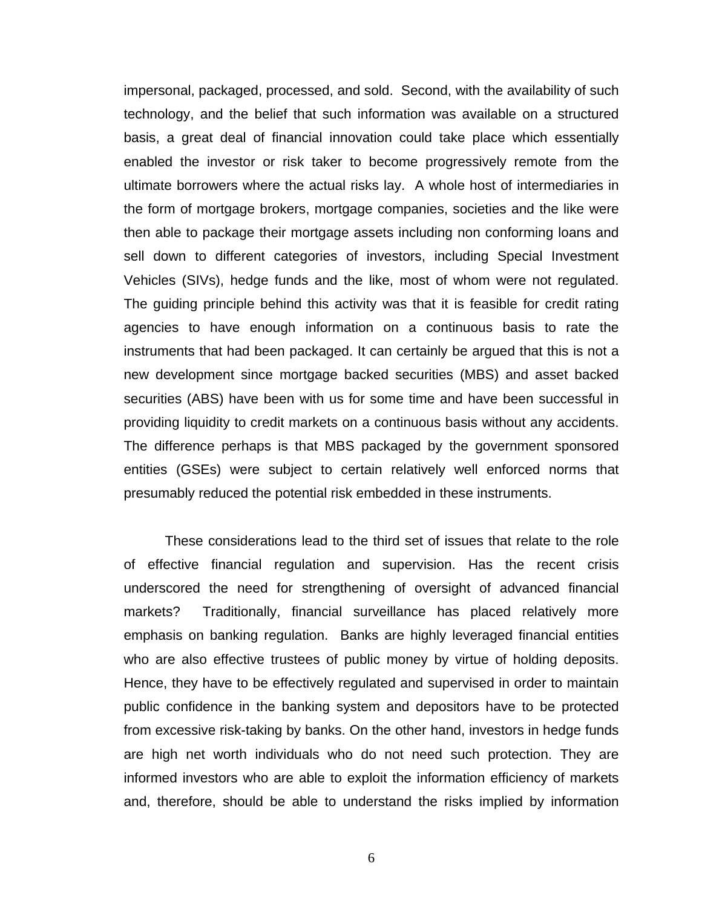impersonal, packaged, processed, and sold. Second, with the availability of such technology, and the belief that such information was available on a structured basis, a great deal of financial innovation could take place which essentially enabled the investor or risk taker to become progressively remote from the ultimate borrowers where the actual risks lay. A whole host of intermediaries in the form of mortgage brokers, mortgage companies, societies and the like were then able to package their mortgage assets including non conforming loans and sell down to different categories of investors, including Special Investment Vehicles (SIVs), hedge funds and the like, most of whom were not regulated. The guiding principle behind this activity was that it is feasible for credit rating agencies to have enough information on a continuous basis to rate the instruments that had been packaged. It can certainly be argued that this is not a new development since mortgage backed securities (MBS) and asset backed securities (ABS) have been with us for some time and have been successful in providing liquidity to credit markets on a continuous basis without any accidents. The difference perhaps is that MBS packaged by the government sponsored entities (GSEs) were subject to certain relatively well enforced norms that presumably reduced the potential risk embedded in these instruments.

These considerations lead to the third set of issues that relate to the role of effective financial regulation and supervision. Has the recent crisis underscored the need for strengthening of oversight of advanced financial markets? Traditionally, financial surveillance has placed relatively more emphasis on banking regulation. Banks are highly leveraged financial entities who are also effective trustees of public money by virtue of holding deposits. Hence, they have to be effectively regulated and supervised in order to maintain public confidence in the banking system and depositors have to be protected from excessive risk-taking by banks. On the other hand, investors in hedge funds are high net worth individuals who do not need such protection. They are informed investors who are able to exploit the information efficiency of markets and, therefore, should be able to understand the risks implied by information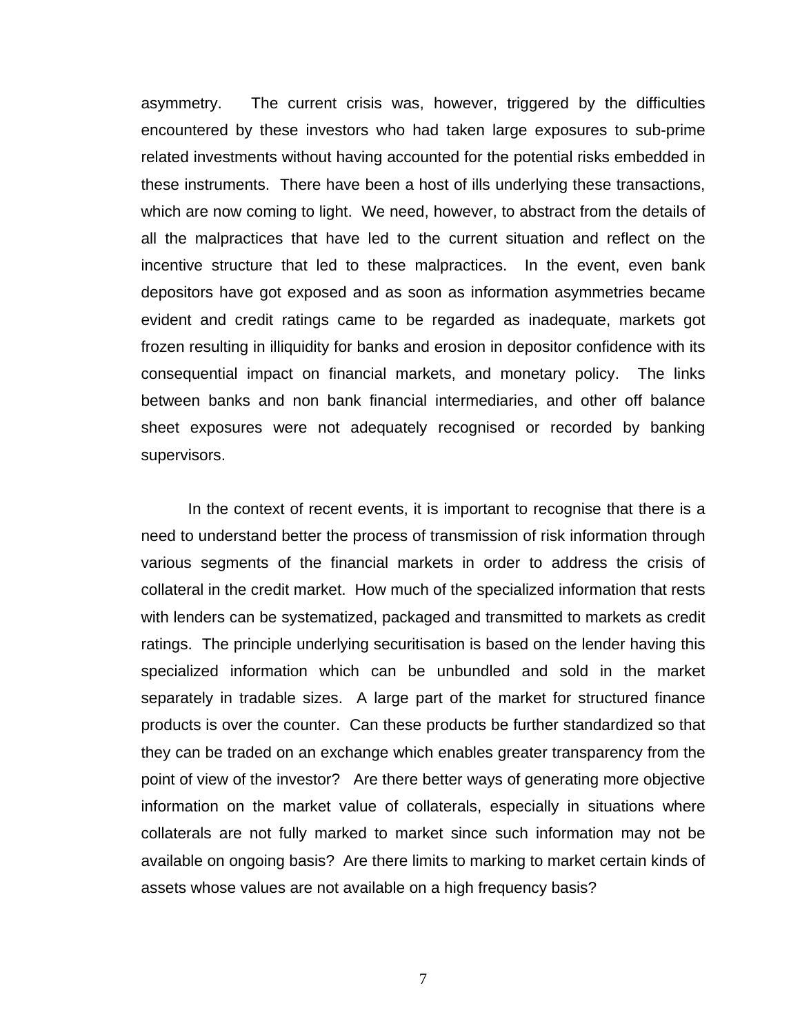asymmetry. The current crisis was, however, triggered by the difficulties encountered by these investors who had taken large exposures to sub-prime related investments without having accounted for the potential risks embedded in these instruments. There have been a host of ills underlying these transactions, which are now coming to light. We need, however, to abstract from the details of all the malpractices that have led to the current situation and reflect on the incentive structure that led to these malpractices. In the event, even bank depositors have got exposed and as soon as information asymmetries became evident and credit ratings came to be regarded as inadequate, markets got frozen resulting in illiquidity for banks and erosion in depositor confidence with its consequential impact on financial markets, and monetary policy. The links between banks and non bank financial intermediaries, and other off balance sheet exposures were not adequately recognised or recorded by banking supervisors.

In the context of recent events, it is important to recognise that there is a need to understand better the process of transmission of risk information through various segments of the financial markets in order to address the crisis of collateral in the credit market. How much of the specialized information that rests with lenders can be systematized, packaged and transmitted to markets as credit ratings. The principle underlying securitisation is based on the lender having this specialized information which can be unbundled and sold in the market separately in tradable sizes. A large part of the market for structured finance products is over the counter. Can these products be further standardized so that they can be traded on an exchange which enables greater transparency from the point of view of the investor? Are there better ways of generating more objective information on the market value of collaterals, especially in situations where collaterals are not fully marked to market since such information may not be available on ongoing basis? Are there limits to marking to market certain kinds of assets whose values are not available on a high frequency basis?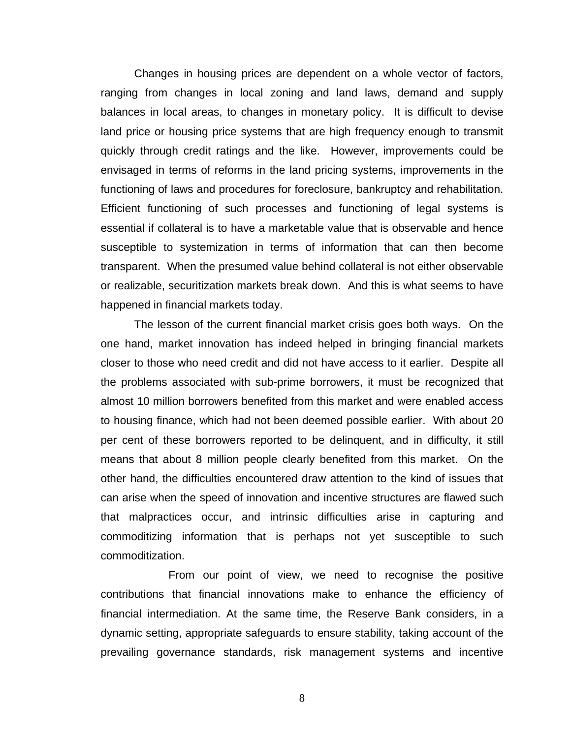Changes in housing prices are dependent on a whole vector of factors, ranging from changes in local zoning and land laws, demand and supply balances in local areas, to changes in monetary policy. It is difficult to devise land price or housing price systems that are high frequency enough to transmit quickly through credit ratings and the like. However, improvements could be envisaged in terms of reforms in the land pricing systems, improvements in the functioning of laws and procedures for foreclosure, bankruptcy and rehabilitation. Efficient functioning of such processes and functioning of legal systems is essential if collateral is to have a marketable value that is observable and hence susceptible to systemization in terms of information that can then become transparent. When the presumed value behind collateral is not either observable or realizable, securitization markets break down. And this is what seems to have happened in financial markets today.

The lesson of the current financial market crisis goes both ways. On the one hand, market innovation has indeed helped in bringing financial markets closer to those who need credit and did not have access to it earlier. Despite all the problems associated with sub-prime borrowers, it must be recognized that almost 10 million borrowers benefited from this market and were enabled access to housing finance, which had not been deemed possible earlier. With about 20 per cent of these borrowers reported to be delinquent, and in difficulty, it still means that about 8 million people clearly benefited from this market. On the other hand, the difficulties encountered draw attention to the kind of issues that can arise when the speed of innovation and incentive structures are flawed such that malpractices occur, and intrinsic difficulties arise in capturing and commoditizing information that is perhaps not yet susceptible to such commoditization.

From our point of view, we need to recognise the positive contributions that financial innovations make to enhance the efficiency of financial intermediation. At the same time, the Reserve Bank considers, in a dynamic setting, appropriate safeguards to ensure stability, taking account of the prevailing governance standards, risk management systems and incentive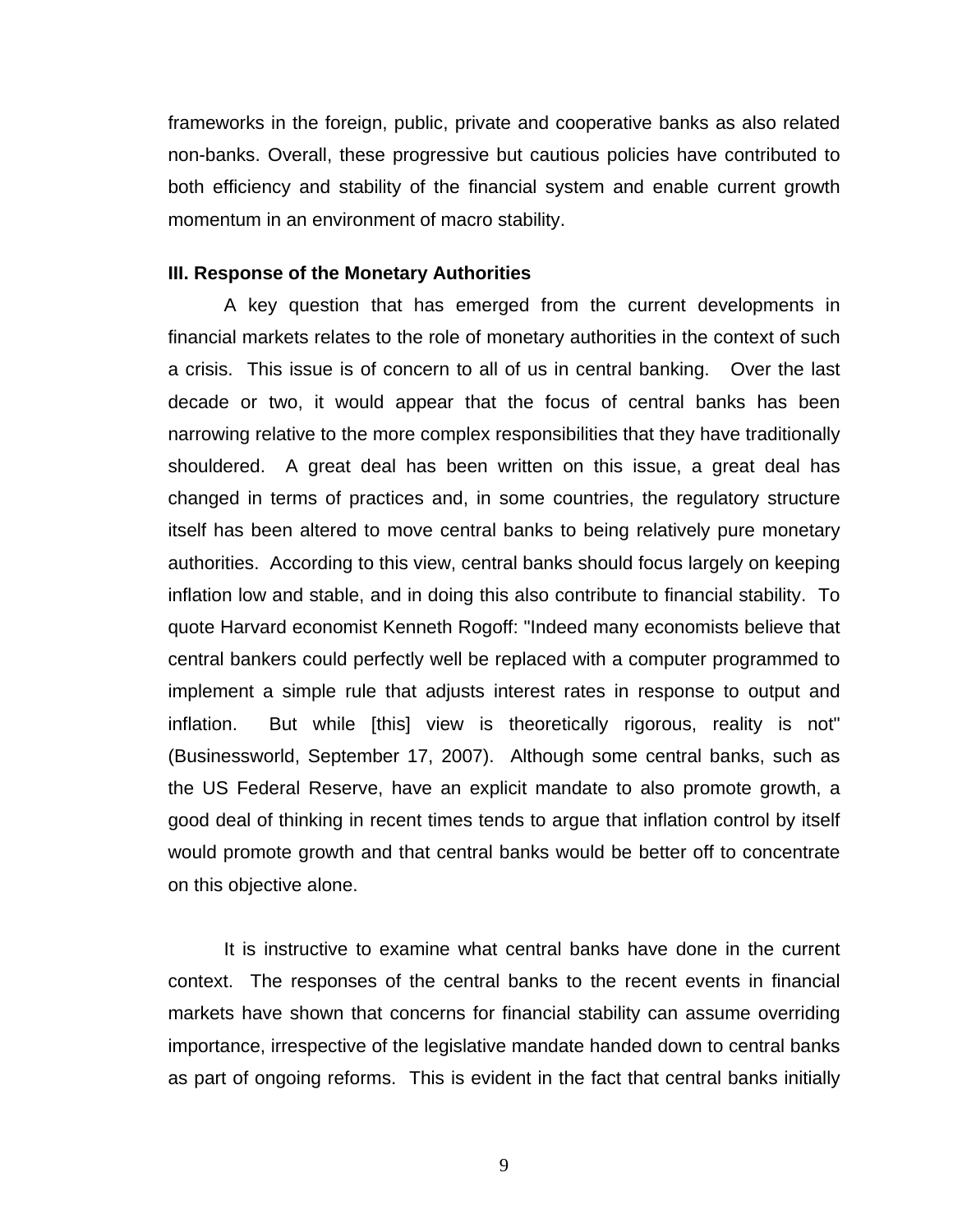frameworks in the foreign, public, private and cooperative banks as also related non-banks. Overall, these progressive but cautious policies have contributed to both efficiency and stability of the financial system and enable current growth momentum in an environment of macro stability.

**III. Response of the Monetary Authorities**

A key question that has emerged from the current developments in financial markets relates to the role of monetary authorities in the context of such a crisis. This issue is of concern to all of us in central banking. Over the last decade or two, it would appear that the focus of central banks has been narrowing relative to the more complex responsibilities that they have traditionally shouldered. A great deal has been written on this issue, a great deal has changed in terms of practices and, in some countries, the regulatory structure itself has been altered to move central banks to being relatively pure monetary authorities. According to this view, central banks should focus largely on keeping inflation low and stable, and in doing this also contribute to financial stability. To quote Harvard economist Kenneth Rogoff: "Indeed many economists believe that central bankers could perfectly well be replaced with a computer programmed to implement a simple rule that adjusts interest rates in response to output and inflation. But while [this] view is theoretically rigorous, reality is not" (Businessworld, September 17, 2007). Although some central banks, such as the US Federal Reserve, have an explicit mandate to also promote growth, a good deal of thinking in recent times tends to argue that inflation control by itself would promote growth and that central banks would be better off to concentrate on this objective alone.

It is instructive to examine what central banks have done in the current context. The responses of the central banks to the recent events in financial markets have shown that concerns for financial stability can assume overriding importance, irrespective of the legislative mandate handed down to central banks as part of ongoing reforms. This is evident in the fact that central banks initially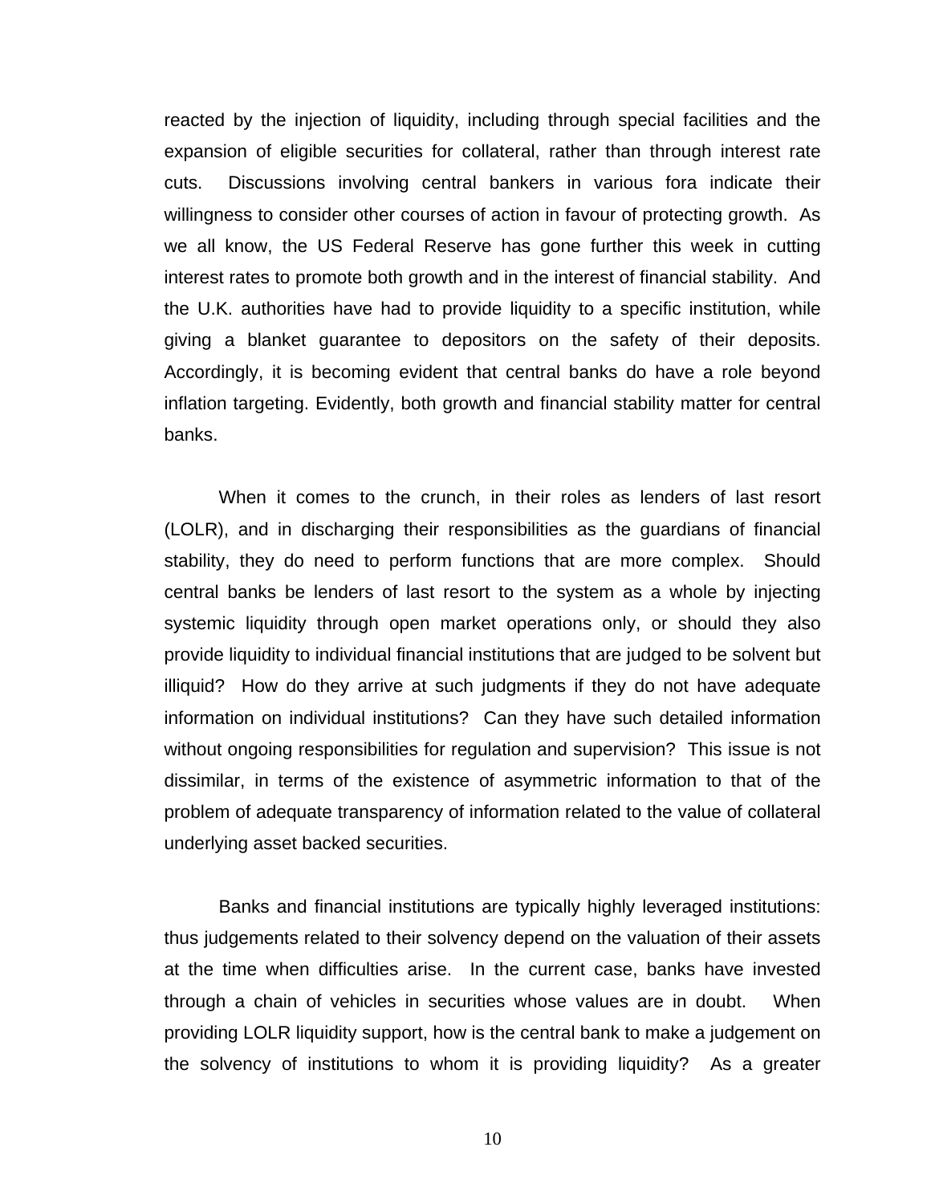reacted by the injection of liquidity, including through special facilities and the expansion of eligible securities for collateral, rather than through interest rate cuts. Discussions involving central bankers in various fora indicate their willingness to consider other courses of action in favour of protecting growth. As we all know, the US Federal Reserve has gone further this week in cutting interest rates to promote both growth and in the interest of financial stability. And the U.K. authorities have had to provide liquidity to a specific institution, while giving a blanket guarantee to depositors on the safety of their deposits. Accordingly, it is becoming evident that central banks do have a role beyond inflation targeting. Evidently, both growth and financial stability matter for central banks.

When it comes to the crunch, in their roles as lenders of last resort (LOLR), and in discharging their responsibilities as the guardians of financial stability, they do need to perform functions that are more complex. Should central banks be lenders of last resort to the system as a whole by injecting systemic liquidity through open market operations only, or should they also provide liquidity to individual financial institutions that are judged to be solvent but illiquid? How do they arrive at such judgments if they do not have adequate information on individual institutions? Can they have such detailed information without ongoing responsibilities for regulation and supervision? This issue is not dissimilar, in terms of the existence of asymmetric information to that of the problem of adequate transparency of information related to the value of collateral underlying asset backed securities.

Banks and financial institutions are typically highly leveraged institutions: thus judgements related to their solvency depend on the valuation of their assets at the time when difficulties arise. In the current case, banks have invested through a chain of vehicles in securities whose values are in doubt. When providing LOLR liquidity support, how is the central bank to make a judgement on the solvency of institutions to whom it is providing liquidity? As a greater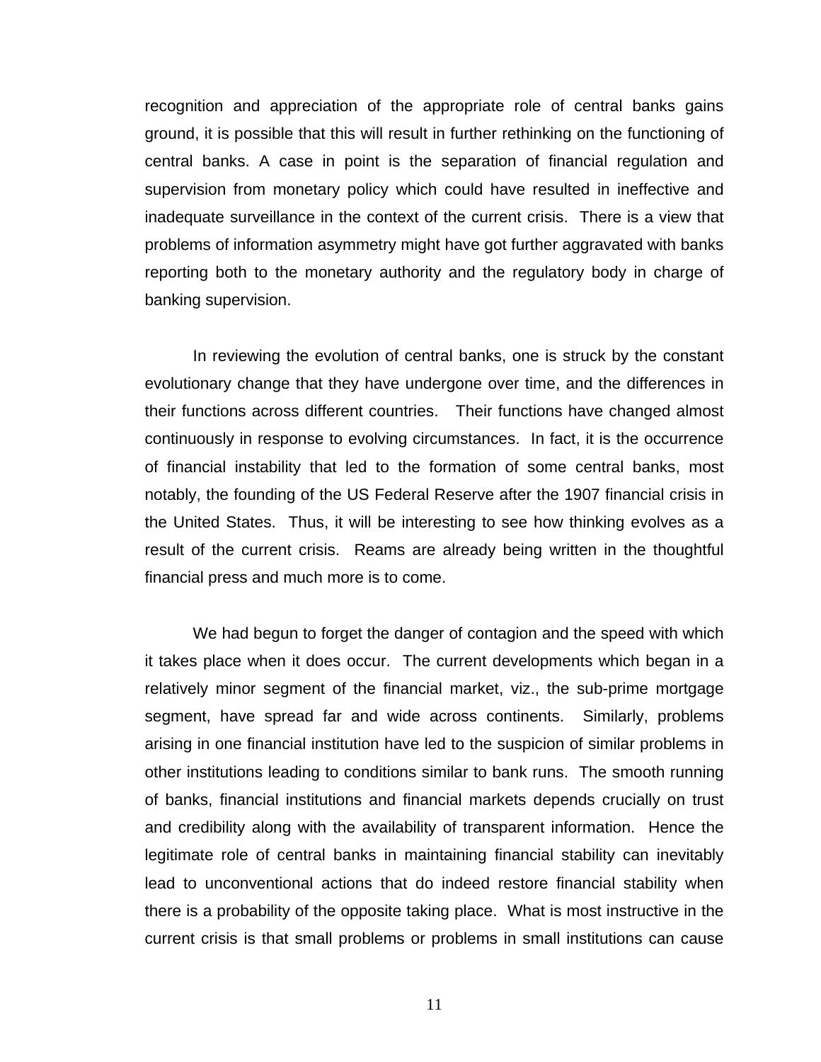recognition and appreciation of the appropriate role of central banks gains ground, it is possible that this will result in further rethinking on the functioning of central banks. A case in point is the separation of financial regulation and supervision from monetary policy which could have resulted in ineffective and inadequate surveillance in the context of the current crisis. There is a view that problems of information asymmetry might have got further aggravated with banks reporting both to the monetary authority and the regulatory body in charge of banking supervision.

In reviewing the evolution of central banks, one is struck by the constant evolutionary change that they have undergone over time, and the differences in their functions across different countries. Their functions have changed almost continuously in response to evolving circumstances. In fact, it is the occurrence of financial instability that led to the formation of some central banks, most notably, the founding of the US Federal Reserve after the 1907 financial crisis in the United States. Thus, it will be interesting to see how thinking evolves as a result of the current crisis. Reams are already being written in the thoughtful financial press and much more is to come.

We had begun to forget the danger of contagion and the speed with which it takes place when it does occur. The current developments which began in a relatively minor segment of the financial market, viz., the sub-prime mortgage segment, have spread far and wide across continents. Similarly, problems arising in one financial institution have led to the suspicion of similar problems in other institutions leading to conditions similar to bank runs. The smooth running of banks, financial institutions and financial markets depends crucially on trust and credibility along with the availability of transparent information. Hence the legitimate role of central banks in maintaining financial stability can inevitably lead to unconventional actions that do indeed restore financial stability when there is a probability of the opposite taking place. What is most instructive in the current crisis is that small problems or problems in small institutions can cause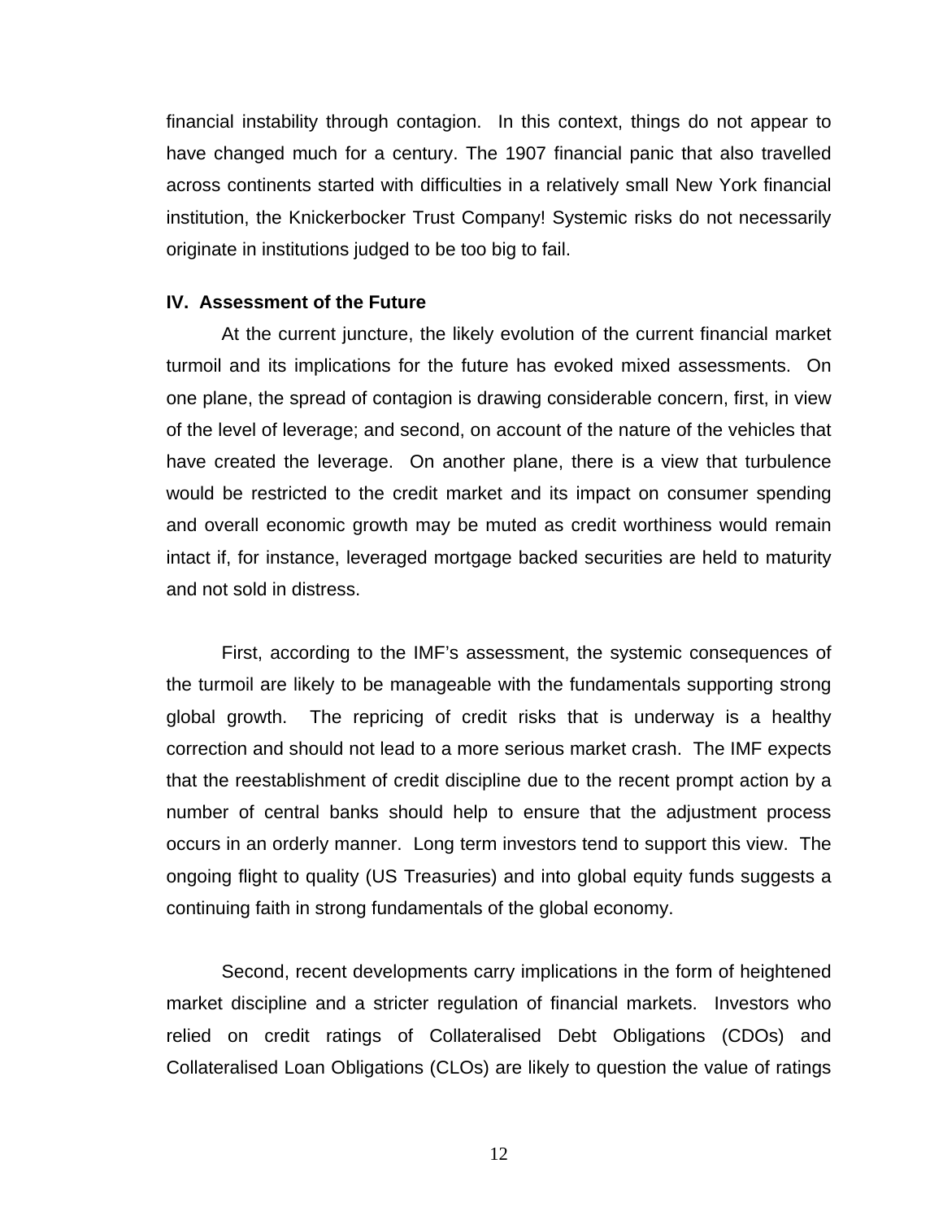financial instability through contagion. In this context, things do not appear to have changed much for a century. The 1907 financial panic that also travelled across continents started with difficulties in a relatively small New York financial institution, the Knickerbocker Trust Company! Systemic risks do not necessarily originate in institutions judged to be too big to fail.

## IV. Assessment of the Future

At the current juncture, the likely evolution of the current financial market turmoil and its implications for the future has evoked mixed assessments. On one plane, the spread of contagion is drawing considerable concern, first, in view of the level of leverage; and second, on account of the nature of the vehicles that have created the leverage. On another plane, there is a view that turbulence would be restricted to the credit market and its impact on consumer spending and overall economic growth may be muted as credit worthiness would remain intact if, for instance, leveraged mortgage backed securities are held to maturity and not sold in distress.

First, according to the IMF's assessment, the systemic consequences of the turmoil are likely to be manageable with the fundamentals supporting strong global growth. The repricing of credit risks that is underway is a healthy correction and should not lead to a more serious market crash. The IMF expects that the reestablishment of credit discipline due to the recent prompt action by a number of central banks should help to ensure that the adjustment process occurs in an orderly manner. Long term investors tend to support this view. The ongoing flight to quality (US Treasuries) and into global equity funds suggests a continuing faith in strong fundamentals of the global economy.

Second, recent developments carry implications in the form of heightened market discipline and a stricter regulation of financial markets. Investors who relied on credit ratings of Collateralised Debt Obligations (CDOs) and Collateralised Loan Obligations (CLOs) are likely to question the value of ratings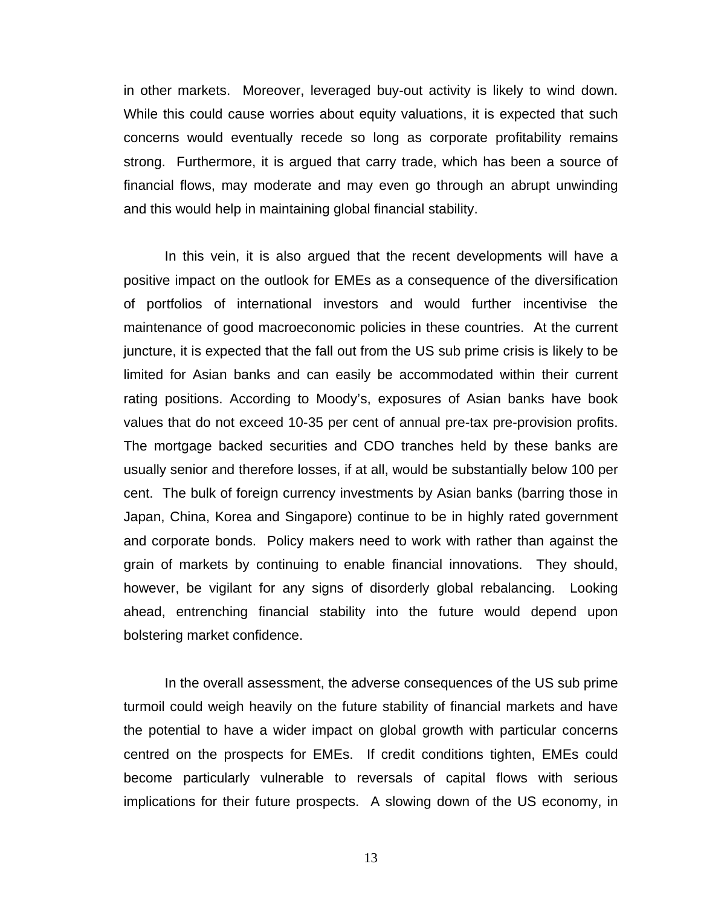in other markets. Moreover, leveraged buy-out activity is likely to wind down. While this could cause worries about equity valuations, it is expected that such concerns would eventually recede so long as corporate profitability remains strong. Furthermore, it is argued that carry trade, which has been a source of financial flows, may moderate and may even go through an abrupt unwinding and this would help in maintaining global financial stability.

In this vein, it is also argued that the recent developments will have a positive impact on the outlook for EMEs as a consequence of the diversification of portfolios of international investors and would further incentivise the maintenance of good macroeconomic policies in these countries. At the current juncture, it is expected that the fall out from the US sub prime crisis is likely to be limited for Asian banks and can easily be accommodated within their current rating positions. According to Moody's, exposures of Asian banks have book values that do not exceed 10-35 per cent of annual pre-tax pre-provision profits. The mortgage backed securities and CDO tranches held by these banks are usually senior and therefore losses, if at all, would be substantially below 100 per cent. The bulk of foreign currency investments by Asian banks (barring those in Japan, China, Korea and Singapore) continue to be in highly rated government and corporate bonds. Policy makers need to work with rather than against the grain of markets by continuing to enable financial innovations. They should, however, be vigilant for any signs of disorderly global rebalancing. Looking ahead, entrenching financial stability into the future would depend upon bolstering market confidence.

In the overall assessment, the adverse consequences of the US sub prime turmoil could weigh heavily on the future stability of financial markets and have the potential to have a wider impact on global growth with particular concerns centred on the prospects for EMEs. If credit conditions tighten, EMEs could become particularly vulnerable to reversals of capital flows with serious implications for their future prospects. A slowing down of the US economy, in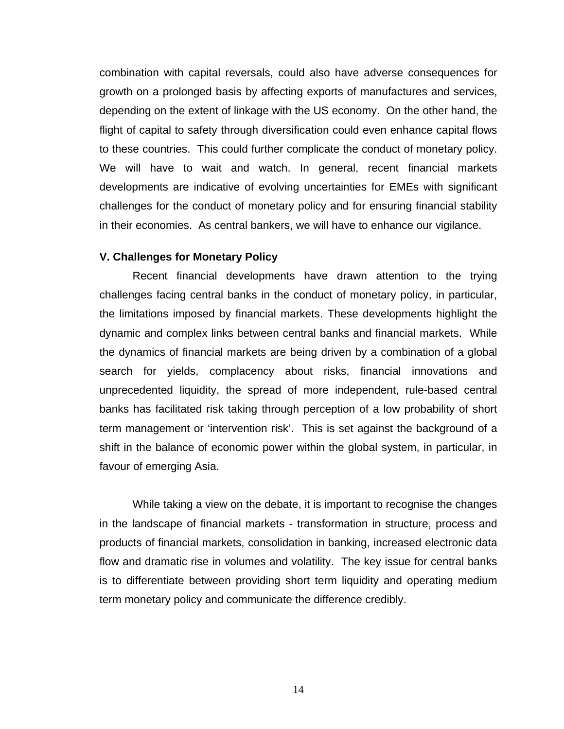combination with capital reversals, could also have adverse consequences for growth on a prolonged basis by affecting exports of manufactures and services, depending on the extent of linkage with the US economy. On the other hand, the flight of capital to safety through diversification could even enhance capital flows to these countries. This could further complicate the conduct of monetary policy. We will have to wait and watch. In general, recent financial markets developments are indicative of evolving uncertainties for EMEs with significant challenges for the conduct of monetary policy and for ensuring financial stability in their economies. As central bankers, we will have to enhance our vigilance.

**V. Challenges for Monetary Policy**

Recent financial developments have drawn attention to the trying challenges facing central banks in the conduct of monetary policy, in particular, the limitations imposed by financial markets. These developments highlight the dynamic and complex links between central banks and financial markets. While the dynamics of financial markets are being driven by a combination of a global search for yields, complacency about risks, financial innovations and unprecedented liquidity, the spread of more independent, rule-based central banks has facilitated risk taking through perception of a low probability of short term management or 'intervention risk'. This is set against the background of a shift in the balance of economic power within the global system, in particular, in favour of emerging Asia.

While taking a view on the debate, it is important to recognise the changes in the landscape of financial markets - transformation in structure, process and products of financial markets, consolidation in banking, increased electronic data flow and dramatic rise in volumes and volatility. The key issue for central banks is to differentiate between providing short term liquidity and operating medium term monetary policy and communicate the difference credibly.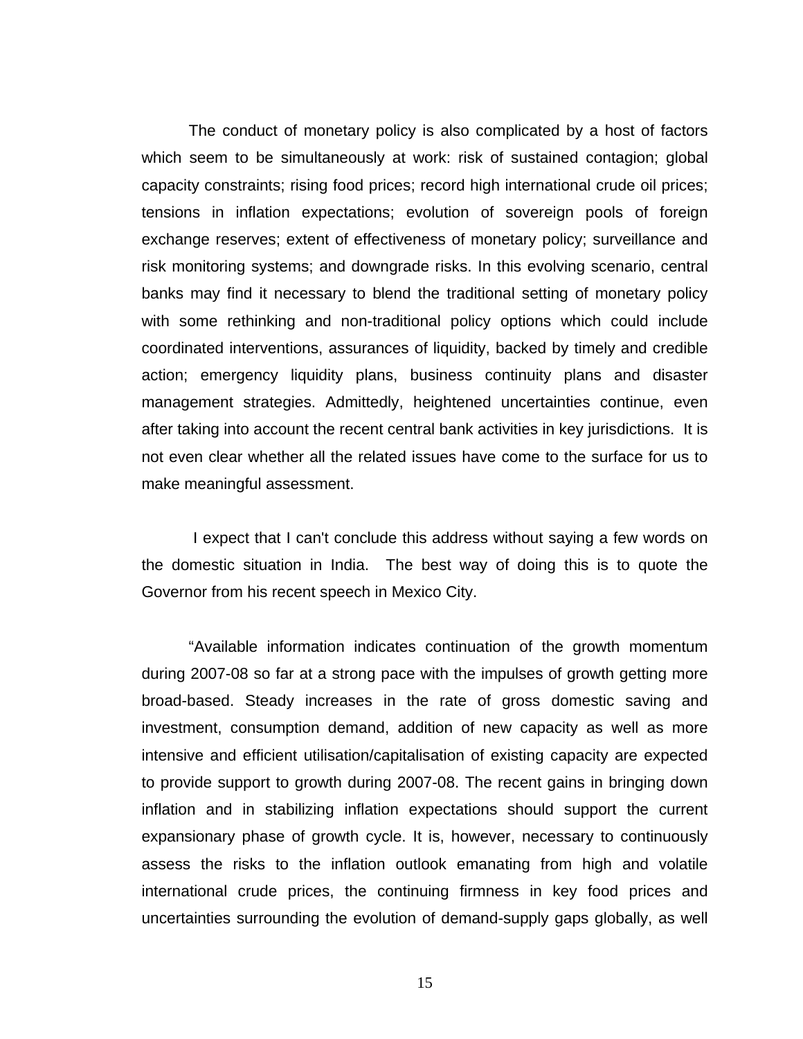The conduct of monetary policy is also complicated by a host of factors which seem to be simultaneously at work: risk of sustained contagion; global capacity constraints; rising food prices; record high international crude oil prices; tensions in inflation expectations; evolution of sovereign pools of foreign exchange reserves; extent of effectiveness of monetary policy; surveillance and risk monitoring systems; and downgrade risks. In this evolving scenario, central banks may find it necessary to blend the traditional setting of monetary policy with some rethinking and non-traditional policy options which could include coordinated interventions, assurances of liquidity, backed by timely and credible action; emergency liquidity plans, business continuity plans and disaster management strategies. Admittedly, heightened uncertainties continue, even after taking into account the recent central bank activities in key jurisdictions. It is not even clear whether all the related issues have come to the surface for us to make meaningful assessment.

I expect that I can't conclude this address without saying a few words on the domestic situation in India. The best way of doing this is to quote the Governor from his recent speech in Mexico City.

"Available information indicates continuation of the growth momentum during 2007-08 so far at a strong pace with the impulses of growth getting more broad-based. Steady increases in the rate of gross domestic saving and investment, consumption demand, addition of new capacity as well as more intensive and efficient utilisation/capitalisation of existing capacity are expected to provide support to growth during 2007-08. The recent gains in bringing down inflation and in stabilizing inflation expectations should support the current expansionary phase of growth cycle. It is, however, necessary to continuously assess the risks to the inflation outlook emanating from high and volatile international crude prices, the continuing firmness in key food prices and uncertainties surrounding the evolution of demand-supply gaps globally, as well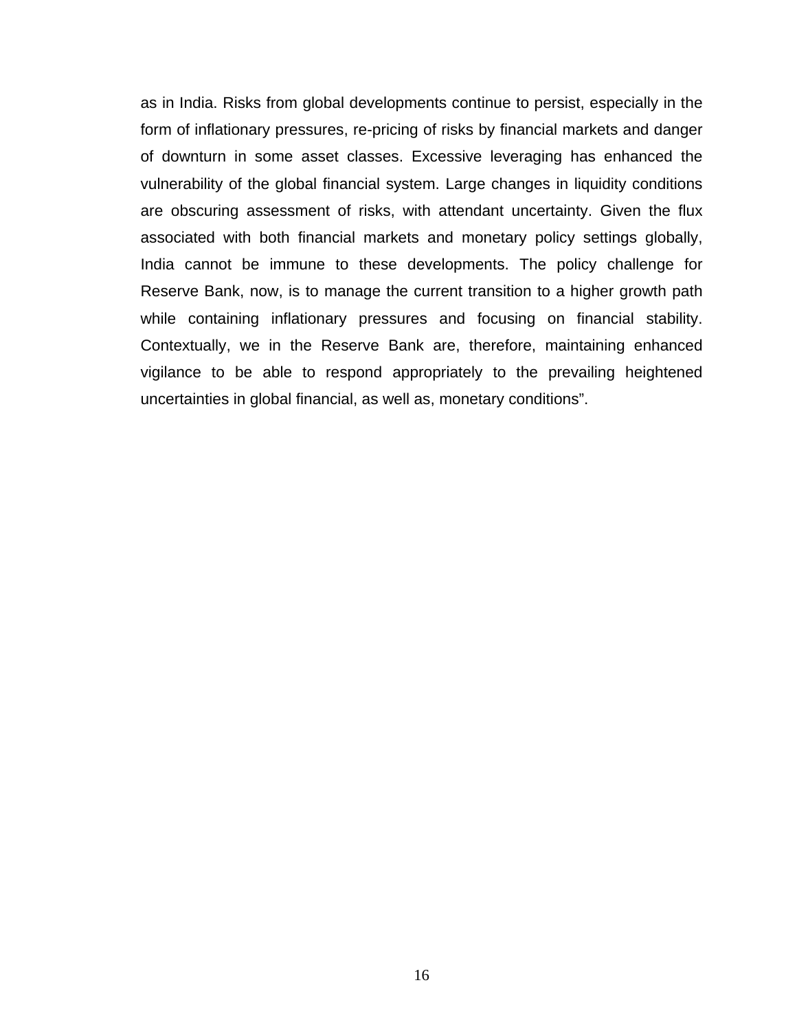as in India. Risks from global developments continue to persist, especially in the form of inflationary pressures, re-pricing of risks by financial markets and danger of downturn in some asset classes. Excessive leveraging has enhanced the vulnerability of the global financial system. Large changes in liquidity conditions are obscuring assessment of risks, with attendant uncertainty. Given the flux associated with both financial markets and monetary policy settings globally, India cannot be immune to these developments. The policy challenge for Reserve Bank, now, is to manage the current transition to a higher growth path while containing inflationary pressures and focusing on financial stability. Contextually, we in the Reserve Bank are, therefore, maintaining enhanced vigilance to be able to respond appropriately to the prevailing heightened uncertainties in global financial, as well as, monetary conditions".